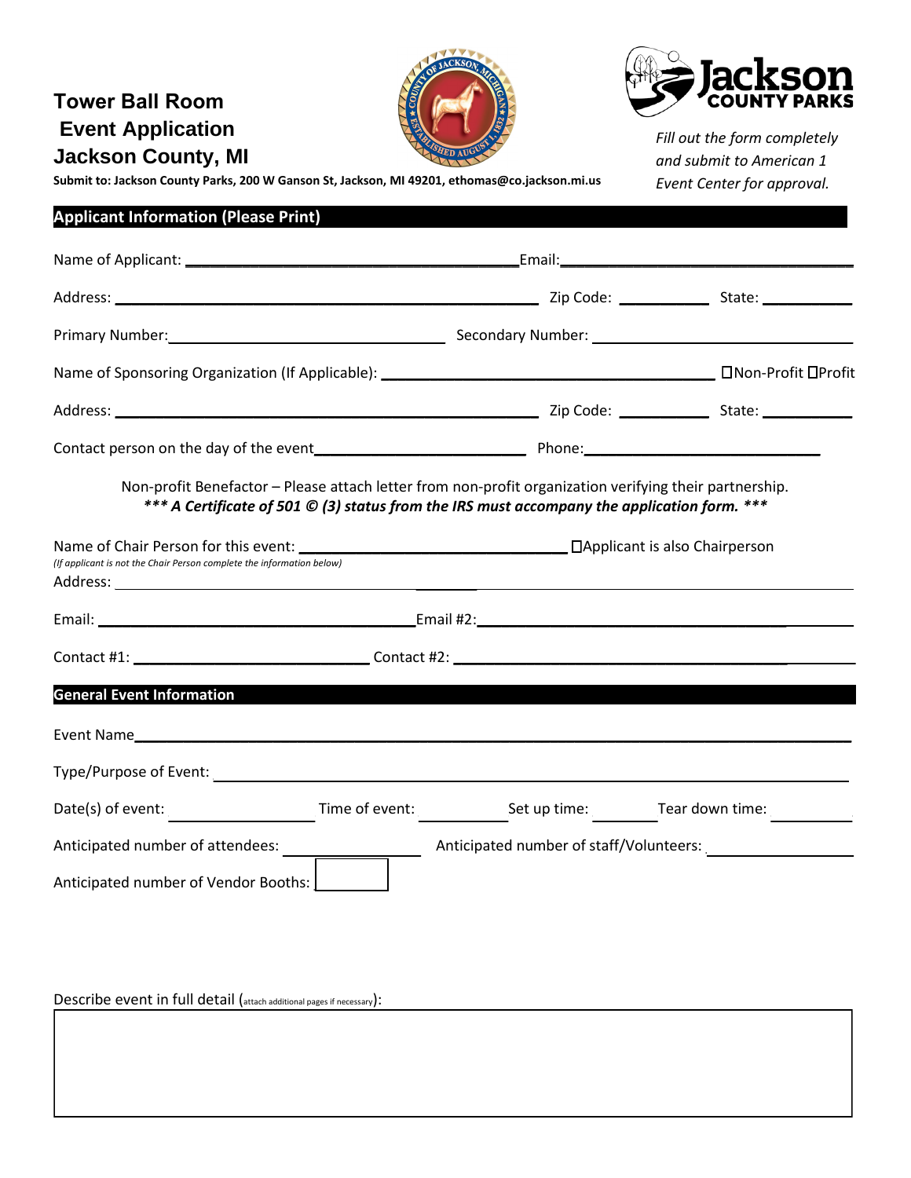# Tower Ball Room
# Event Application
# Jackson County, MI

**Submit to: Jackson County Parks, 200 W Ganson St, Jackson, MI 49201, ethomas@co.jackson.mi.us**

Jackson COUNTY PARKS

*Fill out the form completely and submit to American 1 Event Center for approval.*

## Applicant Information (Please Print)

Name of Applicant: ________________________________________Email:____________________________________

Address: ____________________________________________________ Zip Code: ___________ State: ___________

Primary Number:__________________________________ Secondary Number: ________________________________

Name of Sponsoring Organization (If Applicable): ________________________________________ ☐Non-Profit ☐Profit

Address: ____________________________________________________ Zip Code: ___________ State: ___________

Contact person on the day of the event_________________________ Phone:_____________________________

Non-profit Benefactor – Please attach letter from non-profit organization verifying their partnership.

***\*\*\* A Certificate of 501 © (3) status from the IRS must accompany the application form. \*\*\****

Name of Chair Person for this event: ________________________________ ☐Applicant is also Chairperson

*(If applicant is not the Chair Person complete the information below)*

Address: ________________________________________________________________________________________

Email: ______________________________________Email #2:____________________________________________

Contact #1: ____________________________ Contact #2: _____________________________________________

## General Event Information

Event Name______________________________________________________________________________________

Type/Purpose of Event: ___________________________________________________________________________

Date(s) of event: _________________ Time of event: ___________ Set up time: ________ Tear down time: _________

Anticipated number of attendees: ________________ Anticipated number of staff/Volunteers: _________________

Anticipated number of Vendor Booths: ________

Describe event in full detail (attach additional pages if necessary):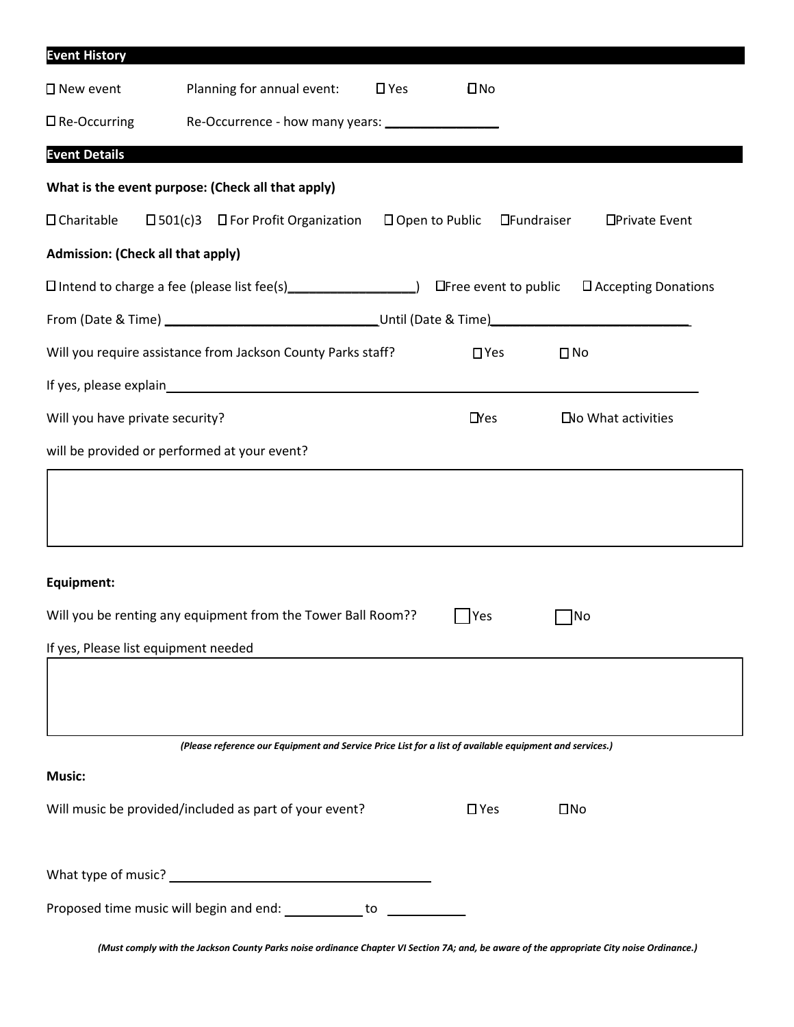## Event History

☐ New event  Planning for annual event:  ☐ Yes  ☐ No

☐ Re-Occurring  Re-Occurrence - how many years: ________________

## Event Details

**What is the event purpose: (Check all that apply)**

☐ Charitable  ☐ 501(c)3  ☐ For Profit Organization  ☐ Open to Public  ☐ Fundraiser  ☐ Private Event

**Admission: (Check all that apply)**

☐ Intend to charge a fee (please list fee(s)_________________)  ☐ Free event to public  ☐ Accepting Donations

From (Date & Time) ____________________________ Until (Date & Time) ____________________________

Will you require assistance from Jackson County Parks staff?  ☐ Yes  ☐ No

If yes, please explain ______________________________________________________________________

Will you have private security?  ☐ Yes  ☐ No What activities

will be provided or performed at your event?

|  |
|---|
|  |

**Equipment:**

Will you be renting any equipment from the Tower Ball Room??  ☐ Yes  ☐ No

If yes, Please list equipment needed

|  |
|---|
|  |

*(Please reference our Equipment and Service Price List for a list of available equipment and services.)*

**Music:**

Will music be provided/included as part of your event?  ☐ Yes  ☐ No

What type of music? ____________________________________

Proposed time music will begin and end: ___________ to ___________

*(Must comply with the Jackson County Parks noise ordinance Chapter VI Section 7A; and, be aware of the appropriate City noise Ordinance.)*